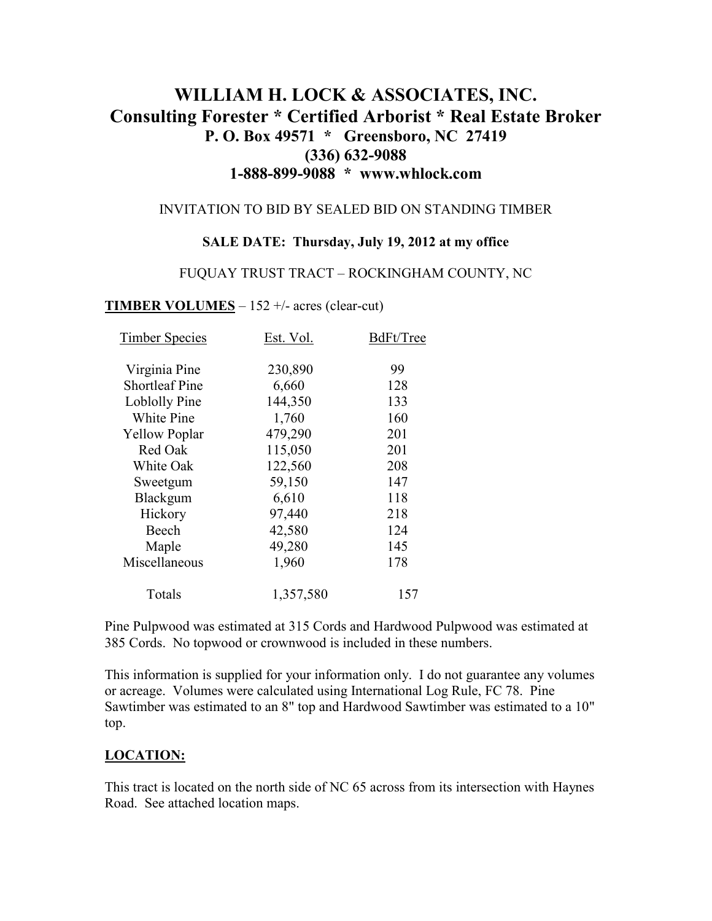# WILLIAM H. LOCK & ASSOCIATES, INC.
## Consulting Forester * Certified Arborist * Real Estate Broker
**P. O. Box 49571 * Greensboro, NC 27419**
**(336) 632-9088**
**1-888-899-9088 * www.whlock.com**

INVITATION TO BID BY SEALED BID ON STANDING TIMBER

**SALE DATE: Thursday, July 19, 2012 at my office**

FUQUAY TRUST TRACT – ROCKINGHAM COUNTY, NC

**TIMBER VOLUMES** – 152 +/- acres (clear-cut)

| Timber Species | Est. Vol. | BdFt/Tree |
|---|---|---|
| Virginia Pine | 230,890 | 99 |
| Shortleaf Pine | 6,660 | 128 |
| Loblolly Pine | 144,350 | 133 |
| White Pine | 1,760 | 160 |
| Yellow Poplar | 479,290 | 201 |
| Red Oak | 115,050 | 201 |
| White Oak | 122,560 | 208 |
| Sweetgum | 59,150 | 147 |
| Blackgum | 6,610 | 118 |
| Hickory | 97,440 | 218 |
| Beech | 42,580 | 124 |
| Maple | 49,280 | 145 |
| Miscellaneous | 1,960 | 178 |
| Totals | 1,357,580 | 157 |

Pine Pulpwood was estimated at 315 Cords and Hardwood Pulpwood was estimated at 385 Cords. No topwood or crownwood is included in these numbers.

This information is supplied for your information only. I do not guarantee any volumes or acreage. Volumes were calculated using International Log Rule, FC 78. Pine Sawtimber was estimated to an 8" top and Hardwood Sawtimber was estimated to a 10" top.

**LOCATION:**

This tract is located on the north side of NC 65 across from its intersection with Haynes Road. See attached location maps.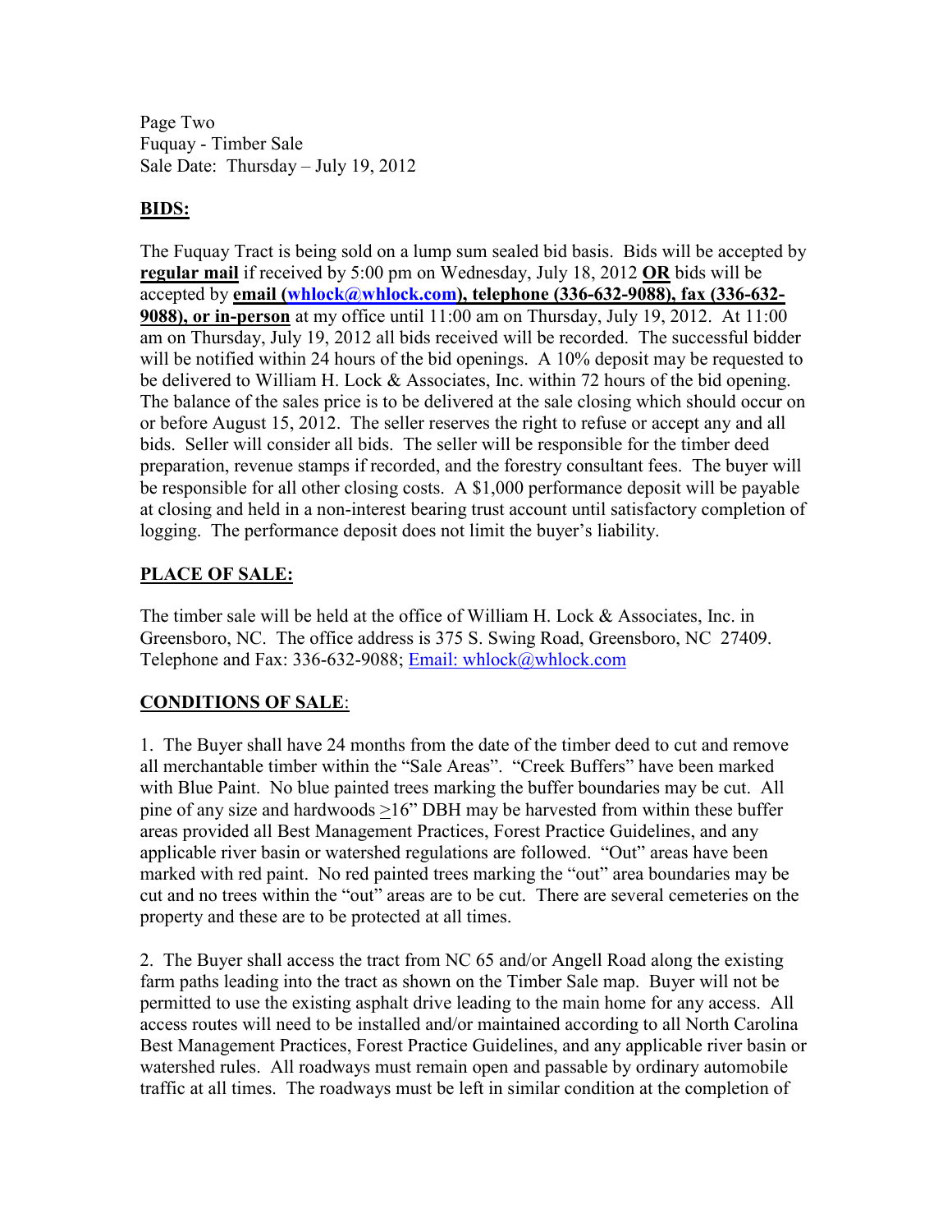Page Two
Fuquay - Timber Sale
Sale Date: Thursday – July 19, 2012

## BIDS:

The Fuquay Tract is being sold on a lump sum sealed bid basis. Bids will be accepted by **regular mail** if received by 5:00 pm on Wednesday, July 18, 2012 **OR** bids will be accepted by **email (whlock@whlock.com), telephone (336-632-9088), fax (336-632-9088), or in-person** at my office until 11:00 am on Thursday, July 19, 2012. At 11:00 am on Thursday, July 19, 2012 all bids received will be recorded. The successful bidder will be notified within 24 hours of the bid openings. A 10% deposit may be requested to be delivered to William H. Lock & Associates, Inc. within 72 hours of the bid opening. The balance of the sales price is to be delivered at the sale closing which should occur on or before August 15, 2012. The seller reserves the right to refuse or accept any and all bids. Seller will consider all bids. The seller will be responsible for the timber deed preparation, revenue stamps if recorded, and the forestry consultant fees. The buyer will be responsible for all other closing costs. A $1,000 performance deposit will be payable at closing and held in a non-interest bearing trust account until satisfactory completion of logging. The performance deposit does not limit the buyer's liability.

## PLACE OF SALE:

The timber sale will be held at the office of William H. Lock & Associates, Inc. in Greensboro, NC. The office address is 375 S. Swing Road, Greensboro, NC 27409. Telephone and Fax: 336-632-9088; Email: whlock@whlock.com

## CONDITIONS OF SALE:

1. The Buyer shall have 24 months from the date of the timber deed to cut and remove all merchantable timber within the "Sale Areas". "Creek Buffers" have been marked with Blue Paint. No blue painted trees marking the buffer boundaries may be cut. All pine of any size and hardwoods ≥16" DBH may be harvested from within these buffer areas provided all Best Management Practices, Forest Practice Guidelines, and any applicable river basin or watershed regulations are followed. "Out" areas have been marked with red paint. No red painted trees marking the "out" area boundaries may be cut and no trees within the "out" areas are to be cut. There are several cemeteries on the property and these are to be protected at all times.

2. The Buyer shall access the tract from NC 65 and/or Angell Road along the existing farm paths leading into the tract as shown on the Timber Sale map. Buyer will not be permitted to use the existing asphalt drive leading to the main home for any access. All access routes will need to be installed and/or maintained according to all North Carolina Best Management Practices, Forest Practice Guidelines, and any applicable river basin or watershed rules. All roadways must remain open and passable by ordinary automobile traffic at all times. The roadways must be left in similar condition at the completion of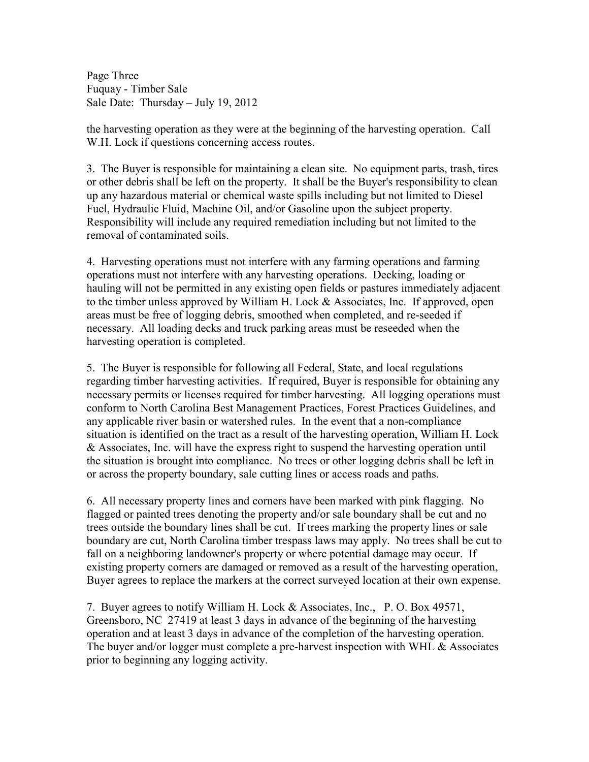the harvesting operation as they were at the beginning of the harvesting operation. Call W.H. Lock if questions concerning access routes.

3. The Buyer is responsible for maintaining a clean site. No equipment parts, trash, tires or other debris shall be left on the property. It shall be the Buyer's responsibility to clean up any hazardous material or chemical waste spills including but not limited to Diesel Fuel, Hydraulic Fluid, Machine Oil, and/or Gasoline upon the subject property. Responsibility will include any required remediation including but not limited to the removal of contaminated soils.

4. Harvesting operations must not interfere with any farming operations and farming operations must not interfere with any harvesting operations. Decking, loading or hauling will not be permitted in any existing open fields or pastures immediately adjacent to the timber unless approved by William H. Lock & Associates, Inc. If approved, open areas must be free of logging debris, smoothed when completed, and re-seeded if necessary. All loading decks and truck parking areas must be reseeded when the harvesting operation is completed.

5. The Buyer is responsible for following all Federal, State, and local regulations regarding timber harvesting activities. If required, Buyer is responsible for obtaining any necessary permits or licenses required for timber harvesting. All logging operations must conform to North Carolina Best Management Practices, Forest Practices Guidelines, and any applicable river basin or watershed rules. In the event that a non-compliance situation is identified on the tract as a result of the harvesting operation, William H. Lock & Associates, Inc. will have the express right to suspend the harvesting operation until the situation is brought into compliance. No trees or other logging debris shall be left in or across the property boundary, sale cutting lines or access roads and paths.

6. All necessary property lines and corners have been marked with pink flagging. No flagged or painted trees denoting the property and/or sale boundary shall be cut and no trees outside the boundary lines shall be cut. If trees marking the property lines or sale boundary are cut, North Carolina timber trespass laws may apply. No trees shall be cut to fall on a neighboring landowner's property or where potential damage may occur. If existing property corners are damaged or removed as a result of the harvesting operation, Buyer agrees to replace the markers at the correct surveyed location at their own expense.

7. Buyer agrees to notify William H. Lock & Associates, Inc., P. O. Box 49571, Greensboro, NC 27419 at least 3 days in advance of the beginning of the harvesting operation and at least 3 days in advance of the completion of the harvesting operation. The buyer and/or logger must complete a pre-harvest inspection with WHL & Associates prior to beginning any logging activity.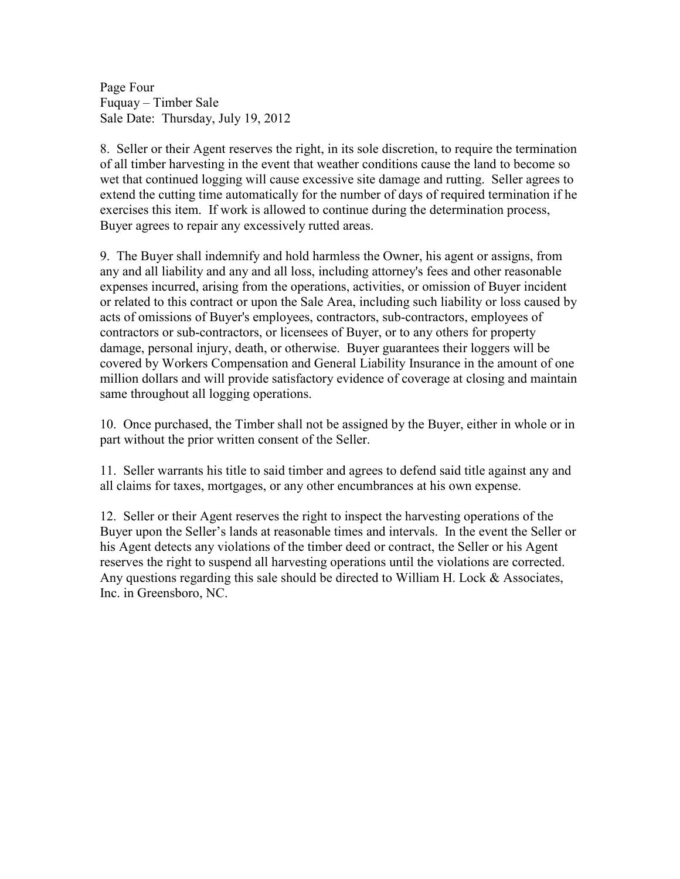8. Seller or their Agent reserves the right, in its sole discretion, to require the termination of all timber harvesting in the event that weather conditions cause the land to become so wet that continued logging will cause excessive site damage and rutting. Seller agrees to extend the cutting time automatically for the number of days of required termination if he exercises this item. If work is allowed to continue during the determination process, Buyer agrees to repair any excessively rutted areas.

9. The Buyer shall indemnify and hold harmless the Owner, his agent or assigns, from any and all liability and any and all loss, including attorney's fees and other reasonable expenses incurred, arising from the operations, activities, or omission of Buyer incident or related to this contract or upon the Sale Area, including such liability or loss caused by acts of omissions of Buyer's employees, contractors, sub-contractors, employees of contractors or sub-contractors, or licensees of Buyer, or to any others for property damage, personal injury, death, or otherwise. Buyer guarantees their loggers will be covered by Workers Compensation and General Liability Insurance in the amount of one million dollars and will provide satisfactory evidence of coverage at closing and maintain same throughout all logging operations.

10. Once purchased, the Timber shall not be assigned by the Buyer, either in whole or in part without the prior written consent of the Seller.

11. Seller warrants his title to said timber and agrees to defend said title against any and all claims for taxes, mortgages, or any other encumbrances at his own expense.

12. Seller or their Agent reserves the right to inspect the harvesting operations of the Buyer upon the Seller's lands at reasonable times and intervals. In the event the Seller or his Agent detects any violations of the timber deed or contract, the Seller or his Agent reserves the right to suspend all harvesting operations until the violations are corrected. Any questions regarding this sale should be directed to William H. Lock & Associates, Inc. in Greensboro, NC.